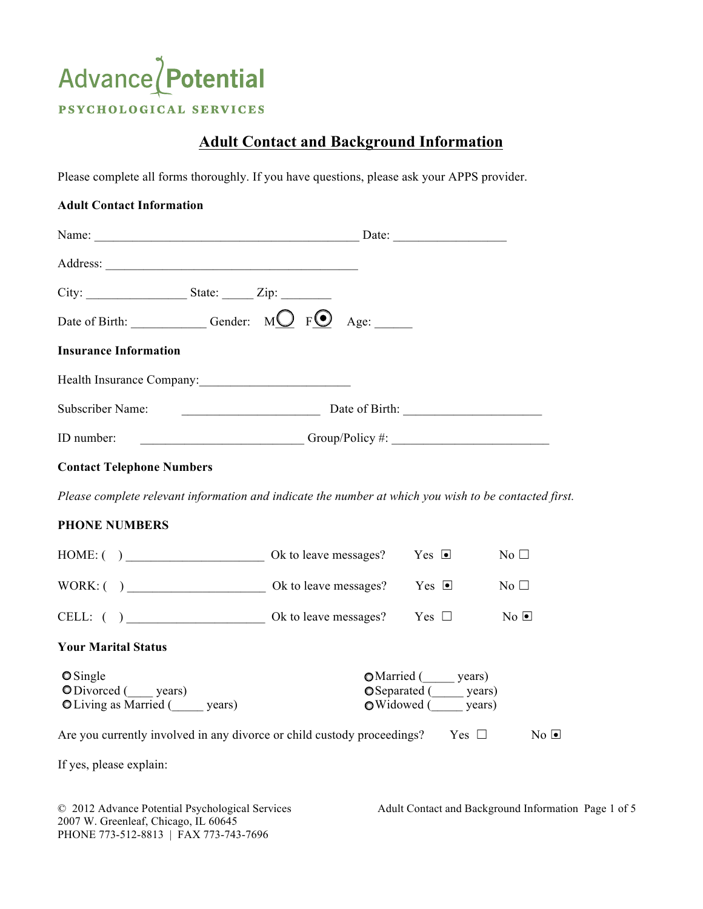# Advance Potential

**PSYCHOLOGICAL SERVICES**

## Adult Contact and Background Information

Please complete all forms thoroughly. If you have questions, please ask your APPS provider.

**Adult Contact Information**

Name: ________________________________________ Date: _________________

Address: ______________________________________

City: _______________ State: _____ Zip: ________

Date of Birth: ___________ Gender: M○ F◉ Age: ______

**Insurance Information**

Health Insurance Company:______________________

Subscriber Name: _____________________ Date of Birth: _____________________

ID number: _________________________ Group/Policy #: ________________________

**Contact Telephone Numbers**

*Please complete relevant information and indicate the number at which you wish to be contacted first.*

**PHONE NUMBERS**

HOME: ( ) _____________________ Ok to leave messages? Yes ☒ No ☐

WORK: ( ) _____________________ Ok to leave messages? Yes ☒ No ☐

CELL: ( ) _____________________ Ok to leave messages? Yes ☐ No ☒

**Your Marital Status**

○ Single
○ Divorced (____ years)
○ Living as Married (_____ years)
○ Married (_____ years)
○ Separated (_____ years)
○ Widowed (_____ years)

Are you currently involved in any divorce or child custody proceedings? Yes ☐ No ☒

If yes, please explain:

© 2012 Advance Potential Psychological Services
2007 W. Greenleaf, Chicago, IL 60645
PHONE 773-512-8813 | FAX 773-743-7696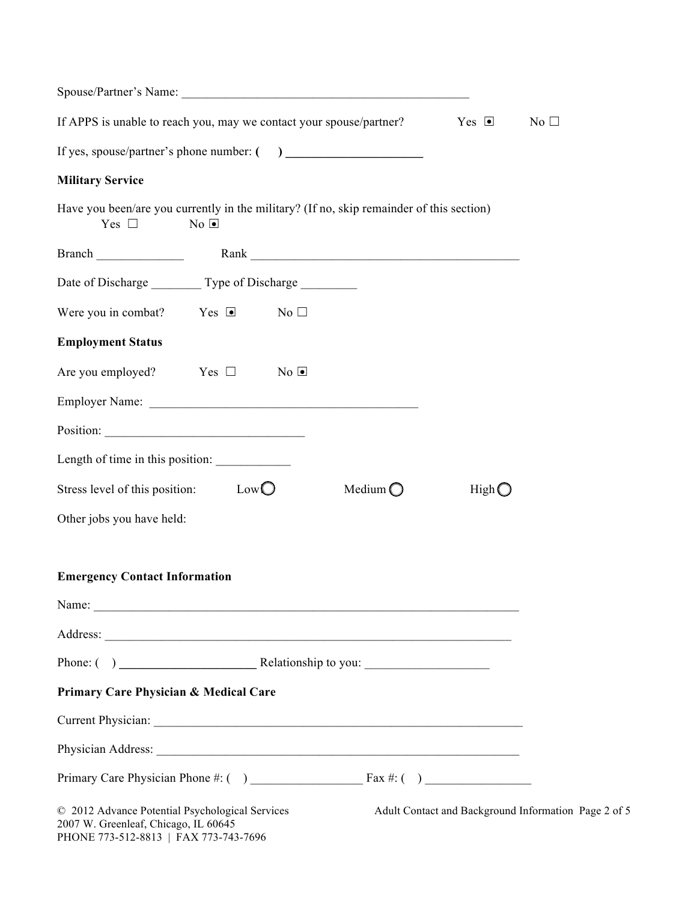Spouse/Partner's Name: ______________________________________________

If APPS is unable to reach you, may we contact your spouse/partner? Yes ☒ No ☐

If yes, spouse/partner's phone number: ( ) ______________________

**Military Service**

Have you been/are you currently in the military? (If no, skip remainder of this section)
Yes ☐ No ☒

Branch ______________ Rank ____________________________________________

Date of Discharge ________ Type of Discharge _________

Were you in combat? Yes ☒ No ☐

**Employment Status**

Are you employed? Yes ☐ No ☒

Employer Name: ____________________________________________

Position: ________________________________

Length of time in this position: ____________

Stress level of this position: Low ◯ Medium ◯ High ◯

Other jobs you have held:

**Emergency Contact Information**

Name: ______________________________________________________________________

Address: ____________________________________________________________________

Phone: ( ) ______________________ Relationship to you: ___________________

**Primary Care Physician & Medical Care**

Current Physician: _____________________________________________________________

Physician Address: ____________________________________________________________

Primary Care Physician Phone #: ( ) __________________ Fax #: ( ) _________________

© 2012 Advance Potential Psychological Services
2007 W. Greenleaf, Chicago, IL 60645
PHONE 773-512-8813 | FAX 773-743-7696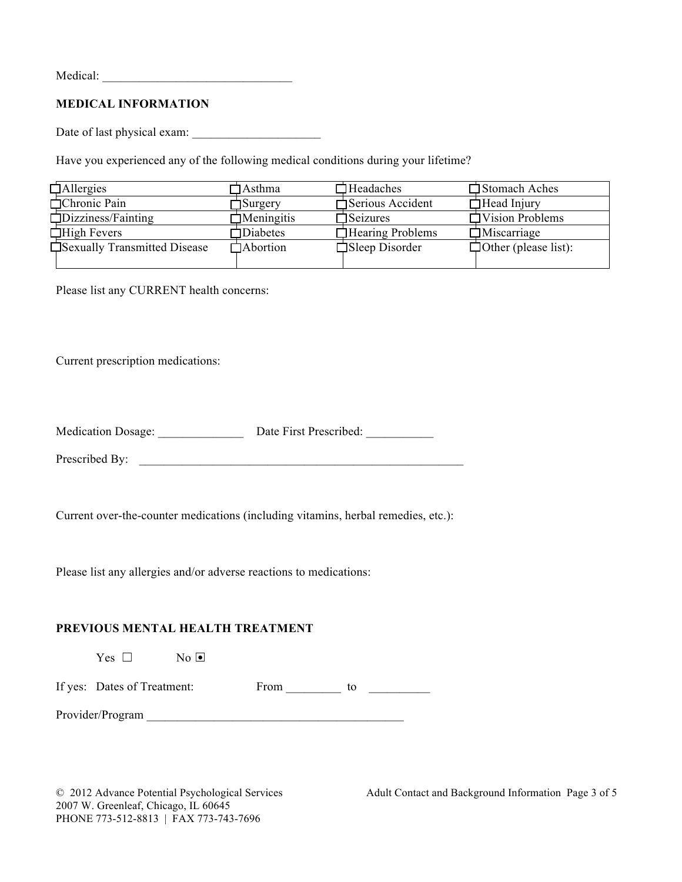Medical: ______________________________

**MEDICAL INFORMATION**

Date of last physical exam: ____________________

Have you experienced any of the following medical conditions during your lifetime?

| | | | |
|---|---|---|---|
| ☐Allergies | ☐Asthma | ☐Headaches | ☐Stomach Aches |
| ☐Chronic Pain | ☐Surgery | ☐Serious Accident | ☐Head Injury |
| ☐Dizziness/Fainting | ☐Meningitis | ☐Seizures | ☐Vision Problems |
| ☐High Fevers | ☐Diabetes | ☐Hearing Problems | ☐Miscarriage |
| ☐Sexually Transmitted Disease | ☐Abortion | ☐Sleep Disorder | ☐Other (please list): |

Please list any CURRENT health concerns:

Current prescription medications:

Medication Dosage: _____________ Date First Prescribed: __________

Prescribed By: ___________________________________________________

Current over-the-counter medications (including vitamins, herbal remedies, etc.):

Please list any allergies and/or adverse reactions to medications:

**PREVIOUS MENTAL HEALTH TREAMENT**

Yes ☐ No ☒

If yes: Dates of Treatment: From ________ to _________

Provider/Program ________________________________________

© 2012 Advance Potential Psychological Services
2007 W. Greenleaf, Chicago, IL 60645
PHONE 773-512-8813 | FAX 773-743-7696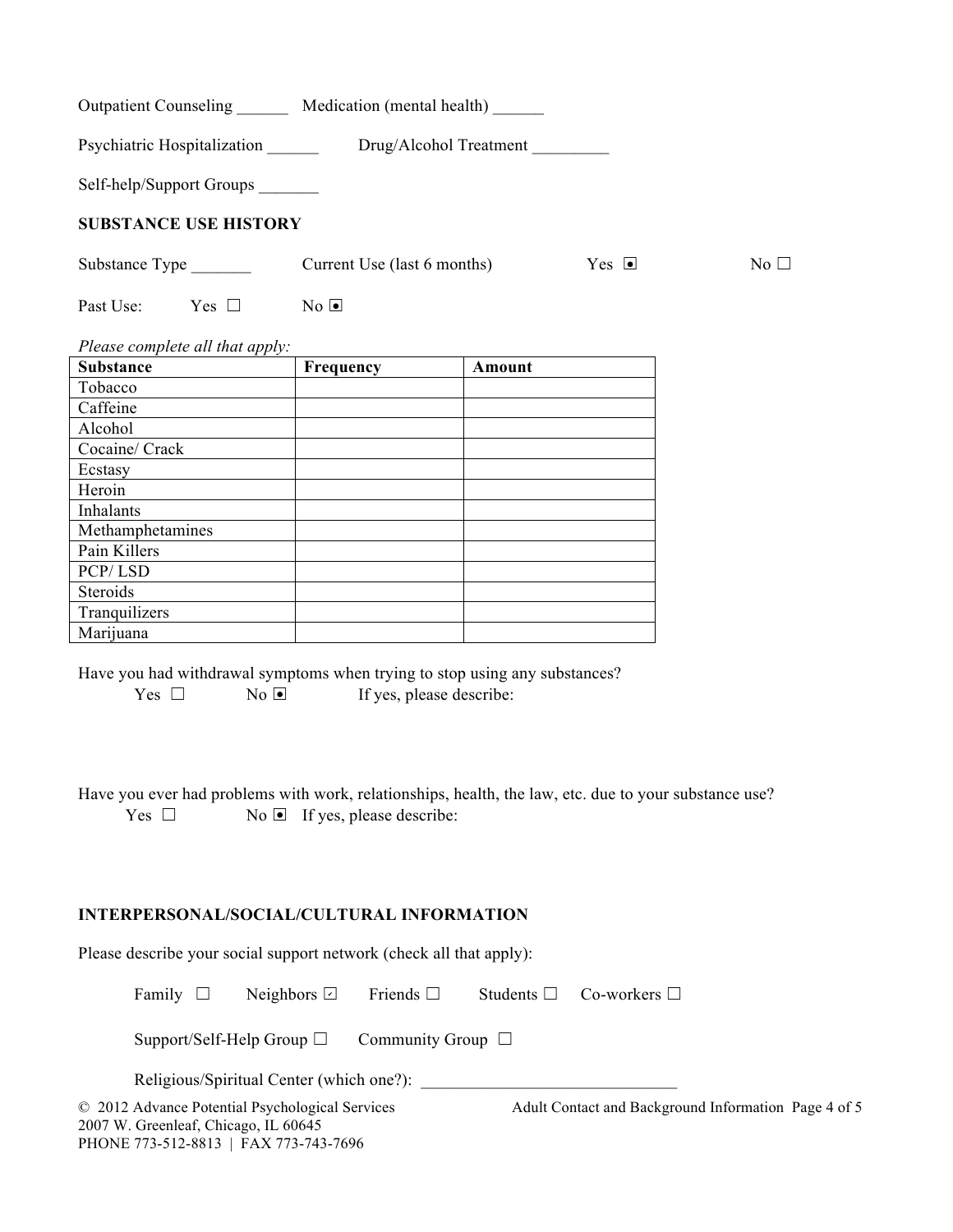Outpatient Counseling ______ Medication (mental health) ______

Psychiatric Hospitalization ______ Drug/Alcohol Treatment _________

Self-help/Support Groups _______

## SUBSTANCE USE HISTORY

Substance Type _______ Current Use (last 6 months) Yes ☒ No ☐

Past Use: Yes ☐ No ☒

*Please complete all that apply:*

| Substance | Frequency | Amount |
|---|---|---|
| Tobacco | | |
| Caffeine | | |
| Alcohol | | |
| Cocaine/ Crack | | |
| Ecstasy | | |
| Heroin | | |
| Inhalants | | |
| Methamphetamines | | |
| Pain Killers | | |
| PCP/ LSD | | |
| Steroids | | |
| Tranquilizers | | |
| Marijuana | | |

Have you had withdrawal symptoms when trying to stop using any substances?
Yes ☐ No ☒ If yes, please describe:

Have you ever had problems with work, relationships, health, the law, etc. due to your substance use?
Yes ☐ No ☒ If yes, please describe:

## INTERPERSONAL/SOCIAL/CULTURAL INFORMATION

Please describe your social support network (check all that apply):

Family ☐ Neighbors ☑ Friends ☐ Students ☐ Co-workers ☐

Support/Self-Help Group ☐ Community Group ☐

Religious/Spiritual Center (which one?): ______________________________

© 2012 Advance Potential Psychological Services
2007 W. Greenleaf, Chicago, IL 60645
PHONE 773-512-8813 | FAX 773-743-7696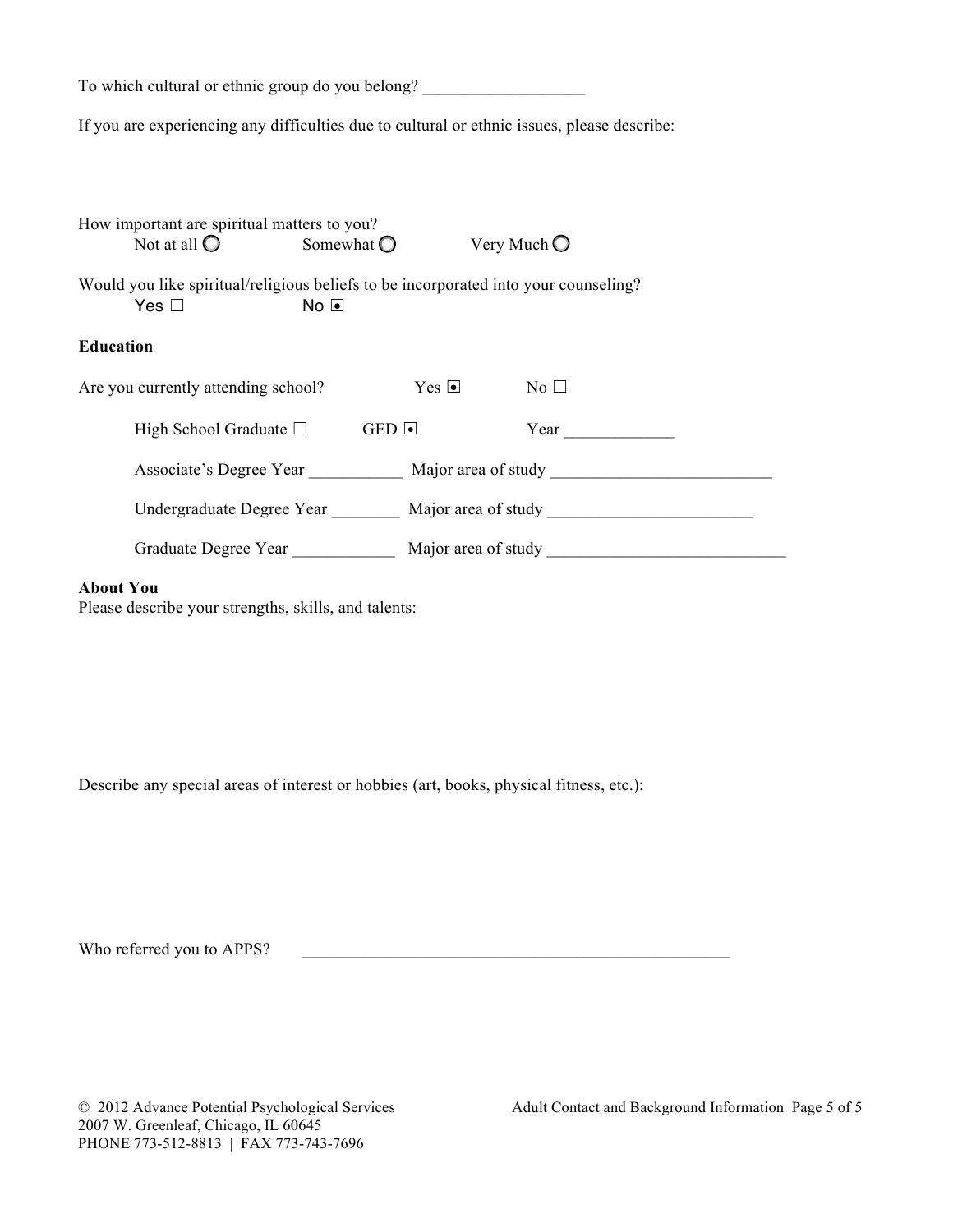To which cultural or ethnic group do you belong? ___________________

If you are experiencing any difficulties due to cultural or ethnic issues, please describe:

How important are spiritual matters to you?

Not at all ○ Somewhat ○ Very Much ○

Would you like spiritual/religious beliefs to be incorporated into your counseling?

Yes ☐ No ☒

**Education**

Are you currently attending school? Yes ☒ No ☐

High School Graduate ☐ GED ☒ Year _____________

Associate's Degree Year ___________ Major area of study __________________________

Undergraduate Degree Year ________ Major area of study ________________________

Graduate Degree Year ____________ Major area of study ____________________________

**About You**

Please describe your strengths, skills, and talents:

Describe any special areas of interest or hobbies (art, books, physical fitness, etc.):

Who referred you to APPS? _____________________________________________________

© 2012 Advance Potential Psychological Services
2007 W. Greenleaf, Chicago, IL 60645
PHONE 773-512-8813 | FAX 773-743-7696